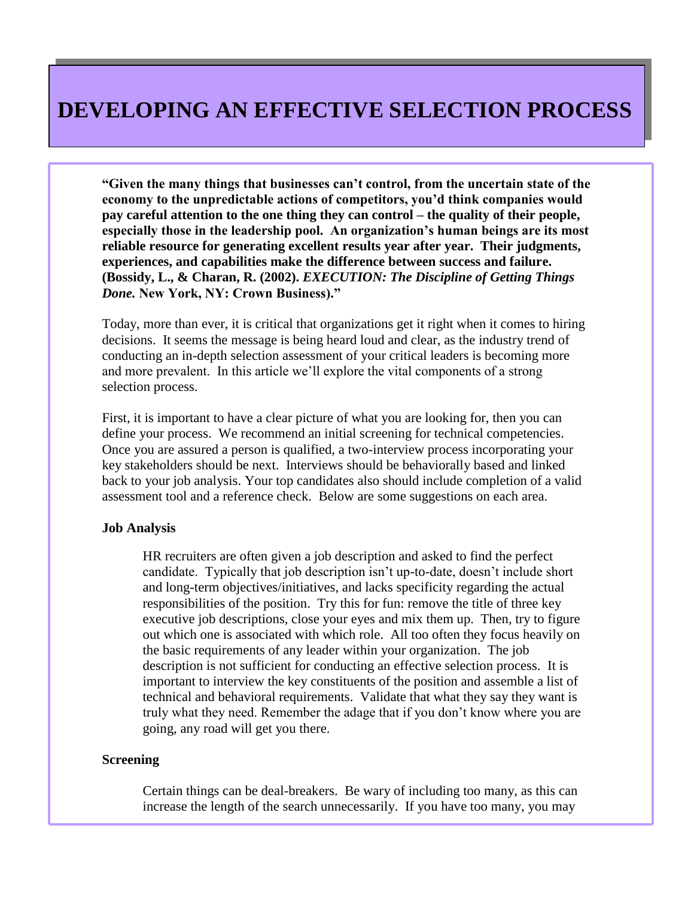# DEVELOPING AN EFFECTIVE SELECTION PROCESS

**"Given the many things that businesses can't control, from the uncertain state of the economy to the unpredictable actions of competitors, you'd think companies would pay careful attention to the one thing they can control – the quality of their people, especially those in the leadership pool. An organization's human beings are its most reliable resource for generating excellent results year after year. Their judgments, experiences, and capabilities make the difference between success and failure. (Bossidy, L., & Charan, R. (2002). *EXECUTION: The Discipline of Getting Things Done.* New York, NY: Crown Business)."**

Today, more than ever, it is critical that organizations get it right when it comes to hiring decisions. It seems the message is being heard loud and clear, as the industry trend of conducting an in-depth selection assessment of your critical leaders is becoming more and more prevalent. In this article we'll explore the vital components of a strong selection process.

First, it is important to have a clear picture of what you are looking for, then you can define your process. We recommend an initial screening for technical competencies. Once you are assured a person is qualified, a two-interview process incorporating your key stakeholders should be next. Interviews should be behaviorally based and linked back to your job analysis. Your top candidates also should include completion of a valid assessment tool and a reference check. Below are some suggestions on each area.

### Job Analysis

HR recruiters are often given a job description and asked to find the perfect candidate. Typically that job description isn't up-to-date, doesn't include short and long-term objectives/initiatives, and lacks specificity regarding the actual responsibilities of the position. Try this for fun: remove the title of three key executive job descriptions, close your eyes and mix them up. Then, try to figure out which one is associated with which role. All too often they focus heavily on the basic requirements of any leader within your organization. The job description is not sufficient for conducting an effective selection process. It is important to interview the key constituents of the position and assemble a list of technical and behavioral requirements. Validate that what they say they want is truly what they need. Remember the adage that if you don't know where you are going, any road will get you there.

### Screening

Certain things can be deal-breakers. Be wary of including too many, as this can increase the length of the search unnecessarily. If you have too many, you may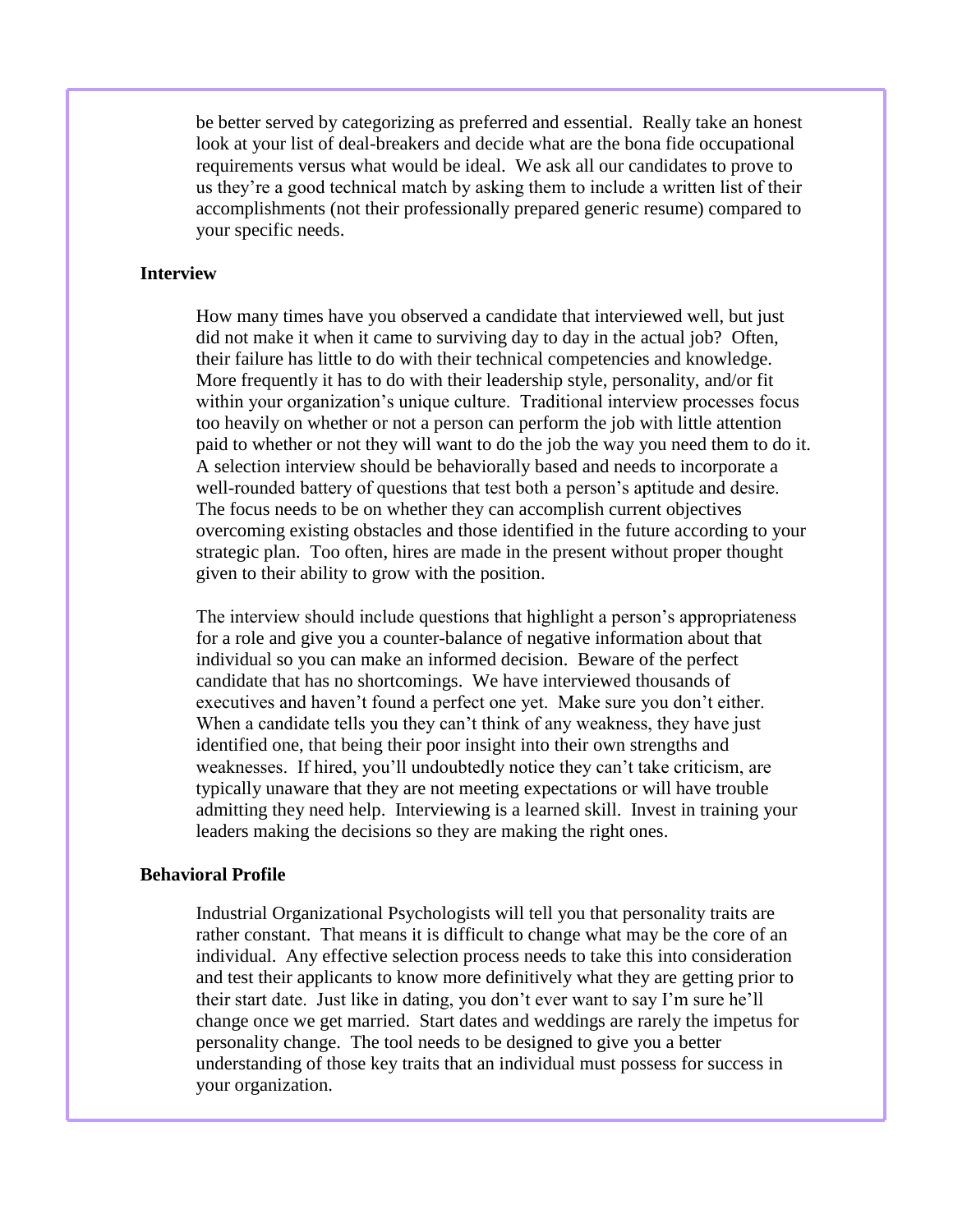be better served by categorizing as preferred and essential. Really take an honest look at your list of deal-breakers and decide what are the bona fide occupational requirements versus what would be ideal. We ask all our candidates to prove to us they're a good technical match by asking them to include a written list of their accomplishments (not their professionally prepared generic resume) compared to your specific needs.

**Interview**

How many times have you observed a candidate that interviewed well, but just did not make it when it came to surviving day to day in the actual job? Often, their failure has little to do with their technical competencies and knowledge. More frequently it has to do with their leadership style, personality, and/or fit within your organization's unique culture. Traditional interview processes focus too heavily on whether or not a person can perform the job with little attention paid to whether or not they will want to do the job the way you need them to do it. A selection interview should be behaviorally based and needs to incorporate a well-rounded battery of questions that test both a person's aptitude and desire. The focus needs to be on whether they can accomplish current objectives overcoming existing obstacles and those identified in the future according to your strategic plan. Too often, hires are made in the present without proper thought given to their ability to grow with the position.

The interview should include questions that highlight a person's appropriateness for a role and give you a counter-balance of negative information about that individual so you can make an informed decision. Beware of the perfect candidate that has no shortcomings. We have interviewed thousands of executives and haven't found a perfect one yet. Make sure you don't either. When a candidate tells you they can't think of any weakness, they have just identified one, that being their poor insight into their own strengths and weaknesses. If hired, you'll undoubtedly notice they can't take criticism, are typically unaware that they are not meeting expectations or will have trouble admitting they need help. Interviewing is a learned skill. Invest in training your leaders making the decisions so they are making the right ones.

**Behavioral Profile**

Industrial Organizational Psychologists will tell you that personality traits are rather constant. That means it is difficult to change what may be the core of an individual. Any effective selection process needs to take this into consideration and test their applicants to know more definitively what they are getting prior to their start date. Just like in dating, you don't ever want to say I'm sure he'll change once we get married. Start dates and weddings are rarely the impetus for personality change. The tool needs to be designed to give you a better understanding of those key traits that an individual must possess for success in your organization.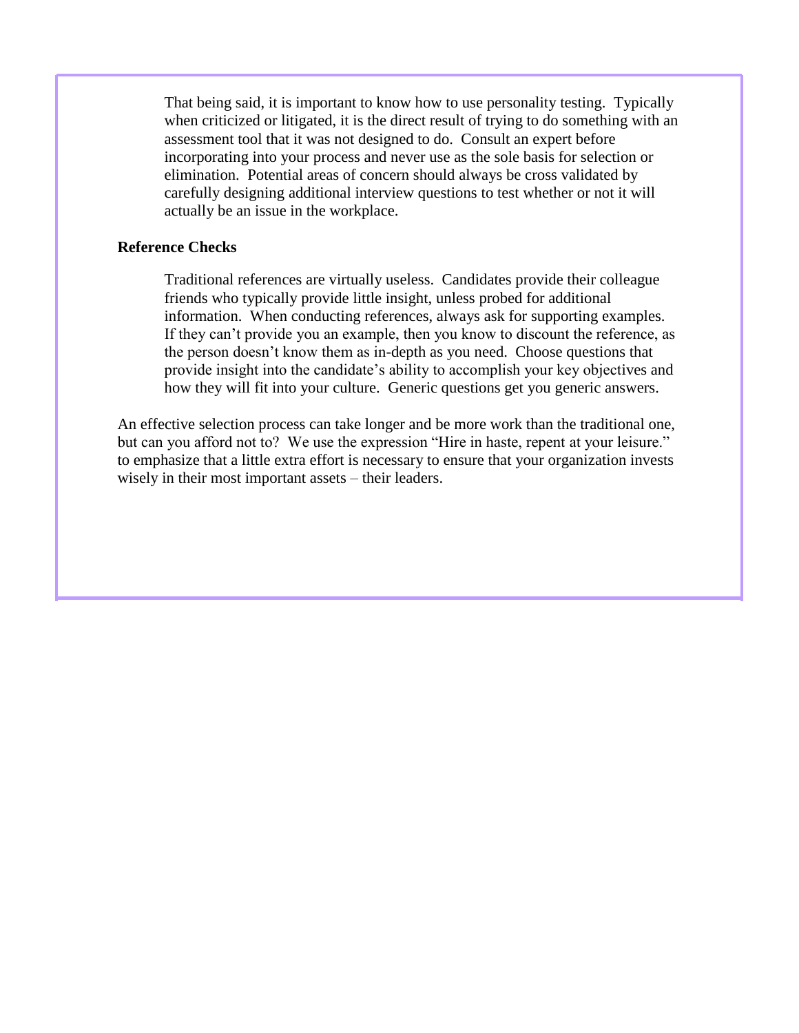That being said, it is important to know how to use personality testing. Typically when criticized or litigated, it is the direct result of trying to do something with an assessment tool that it was not designed to do. Consult an expert before incorporating into your process and never use as the sole basis for selection or elimination. Potential areas of concern should always be cross validated by carefully designing additional interview questions to test whether or not it will actually be an issue in the workplace.

**Reference Checks**

Traditional references are virtually useless. Candidates provide their colleague friends who typically provide little insight, unless probed for additional information. When conducting references, always ask for supporting examples. If they can't provide you an example, then you know to discount the reference, as the person doesn't know them as in-depth as you need. Choose questions that provide insight into the candidate's ability to accomplish your key objectives and how they will fit into your culture. Generic questions get you generic answers.

An effective selection process can take longer and be more work than the traditional one, but can you afford not to? We use the expression "Hire in haste, repent at your leisure." to emphasize that a little extra effort is necessary to ensure that your organization invests wisely in their most important assets – their leaders.